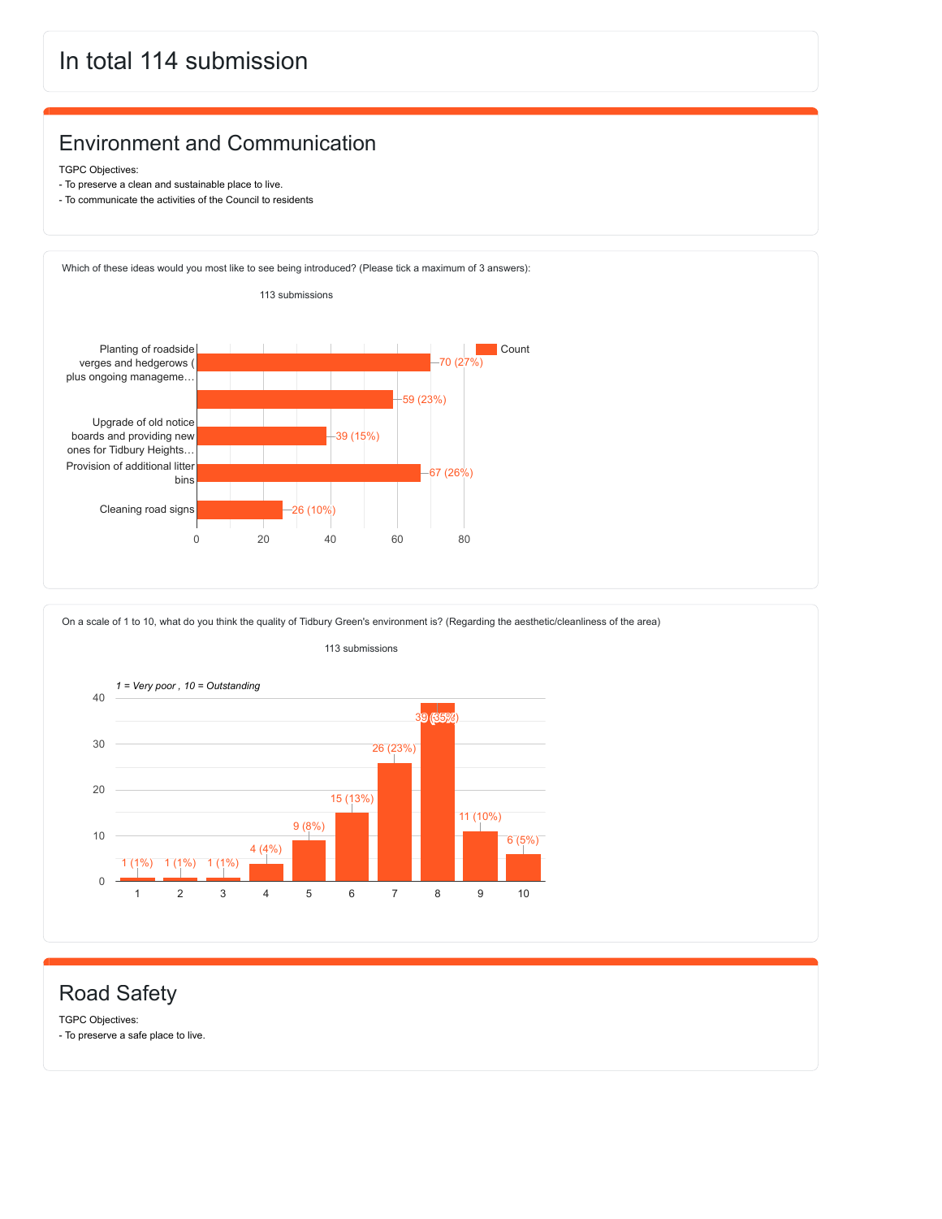# In total 114 submission

## Environment and Communication

TGPC Objectives:
- To preserve a clean and sustainable place to live.
- To communicate the activities of the Council to residents

Which of these ideas would you most like to see being introduced? (Please tick a maximum of 3 answers):

113 submissions

| Option | Count |
|---|---|
| Planting of roadside verges and hedgerows ( plus ongoing manageme… | 70 (27%) |
| | 59 (23%) |
| Upgrade of old notice boards and providing new ones for Tidbury Heights… | 39 (15%) |
| Provision of additional litter bins | 67 (26%) |
| Cleaning road signs | 26 (10%) |

On a scale of 1 to 10, what do you think the quality of Tidbury Green's environment is? (Regarding the aesthetic/cleanliness of the area)

113 submissions

*1 = Very poor , 10 = Outstanding*

| Rating | Count |
|---|---|
| 1 | 1 (1%) |
| 2 | 1 (1%) |
| 3 | 1 (1%) |
| 4 | 4 (4%) |
| 5 | 9 (8%) |
| 6 | 15 (13%) |
| 7 | 26 (23%) |
| 8 | 39 (35%) |
| 9 | 11 (10%) |
| 10 | 6 (5%) |

## Road Safety

TGPC Objectives:
- To preserve a safe place to live.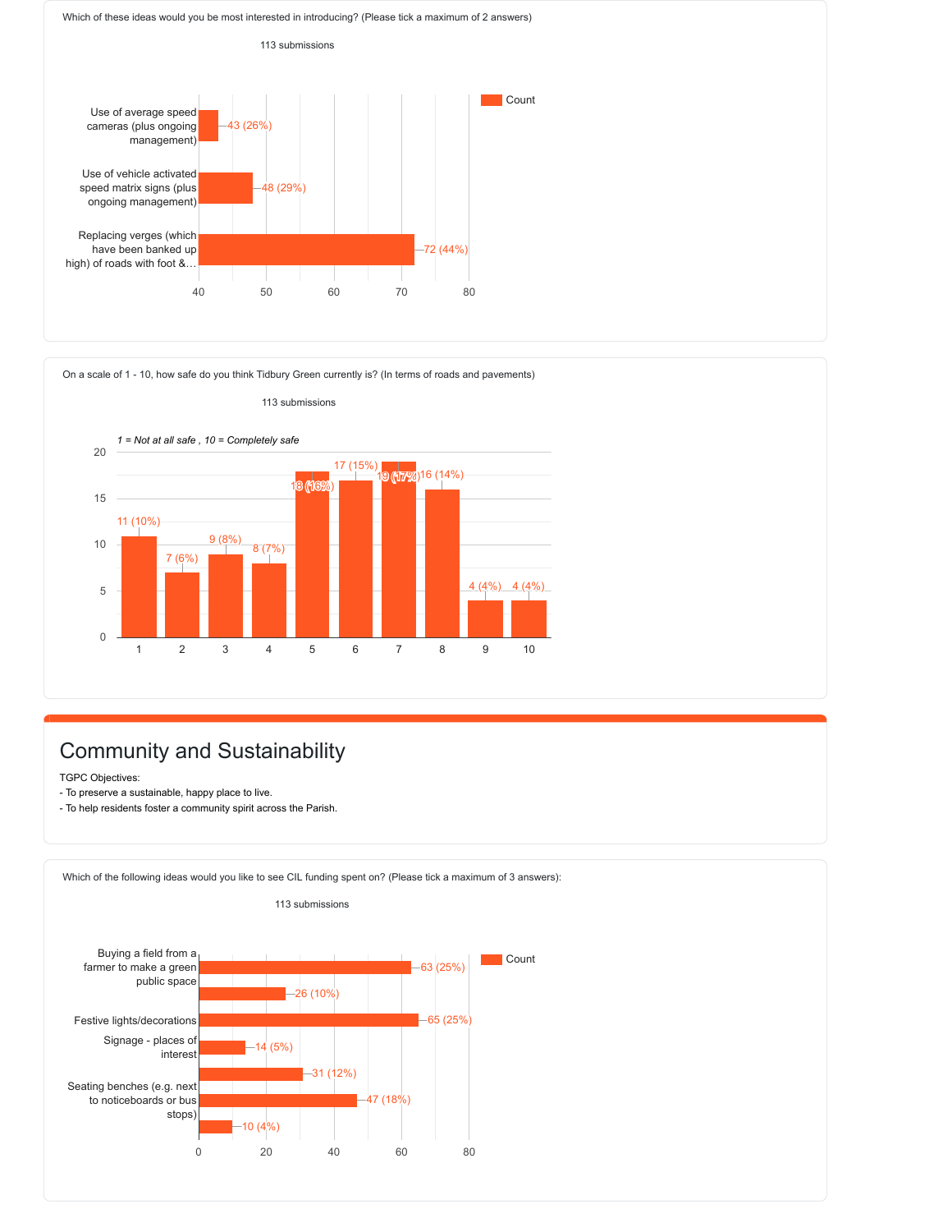Which of these ideas would you be most interested in introducing? (Please tick a maximum of 2 answers)

113 submissions

| Option | Count |
|---|---|
| Use of average speed cameras (plus ongoing management) | 43 (26%) |
| Use of vehicle activated speed matrix signs (plus ongoing management) | 48 (29%) |
| Replacing verges (which have been banked up high) of roads with foot &… | 72 (44%) |

On a scale of 1 - 10, how safe do you think Tidbury Green currently is? (In terms of roads and pavements)

113 submissions

*1 = Not at all safe , 10 = Completely safe*

| Rating | Count |
|---|---|
| 1 | 11 (10%) |
| 2 | 7 (6%) |
| 3 | 9 (8%) |
| 4 | 8 (7%) |
| 5 | 18 (16%) |
| 6 | 17 (15%) |
| 7 | 19 (17%) |
| 8 | 16 (14%) |
| 9 | 4 (4%) |
| 10 | 4 (4%) |

# Community and Sustainability

TGPC Objectives:

- To preserve a sustainable, happy place to live.
- To help residents foster a community spirit across the Parish.

Which of the following ideas would you like to see CIL funding spent on? (Please tick a maximum of 3 answers):

113 submissions

| Option | Count |
|---|---|
| Buying a field from a farmer to make a green public space | 63 (25%) |
| | 26 (10%) |
| Festive lights/decorations | 65 (25%) |
| Signage - places of interest | 14 (5%) |
| | 31 (12%) |
| Seating benches (e.g. next to noticeboards or bus stops) | 47 (18%) |
| | 10 (4%) |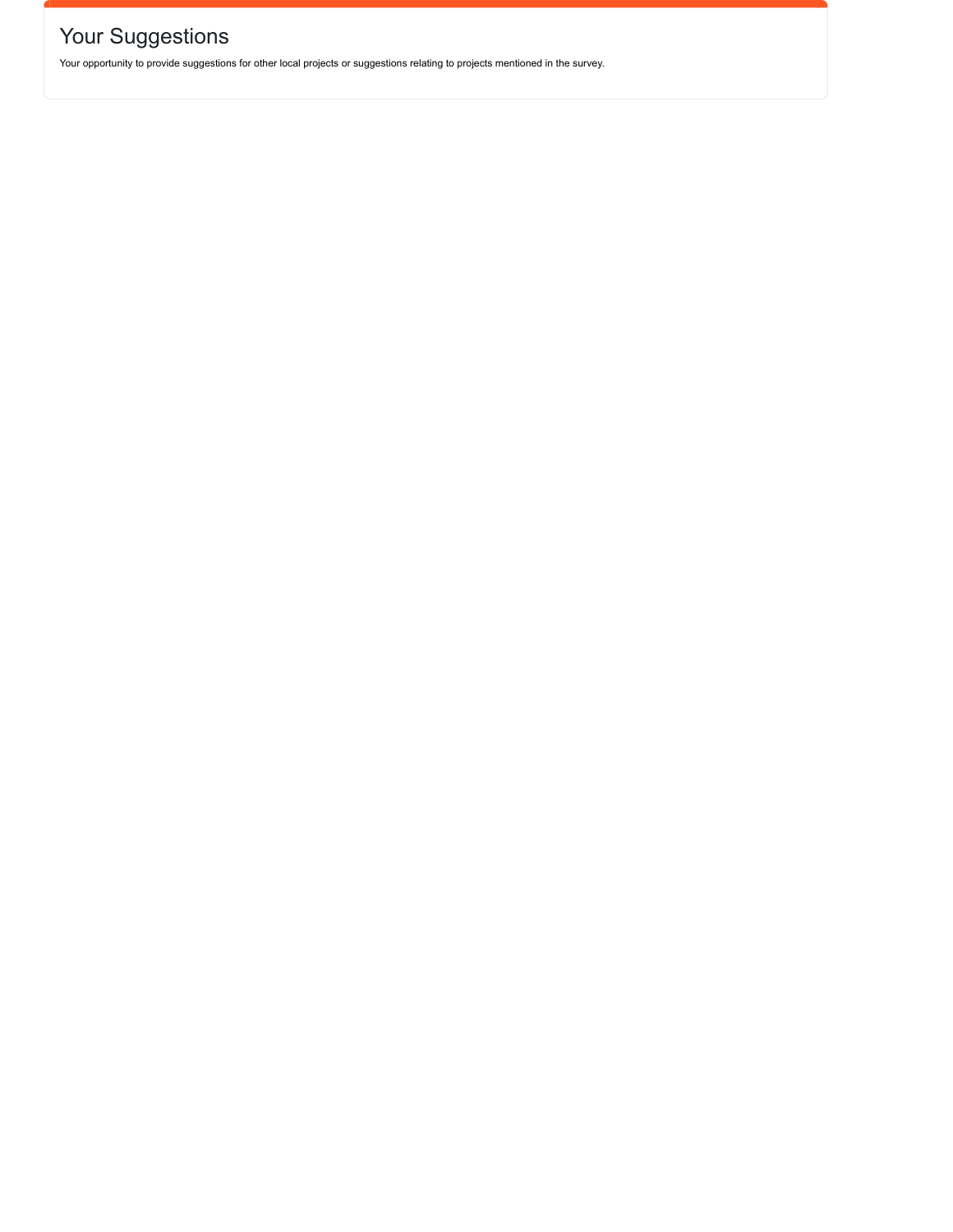# Your Suggestions

Your opportunity to provide suggestions for other local projects or suggestions relating to projects mentioned in the survey.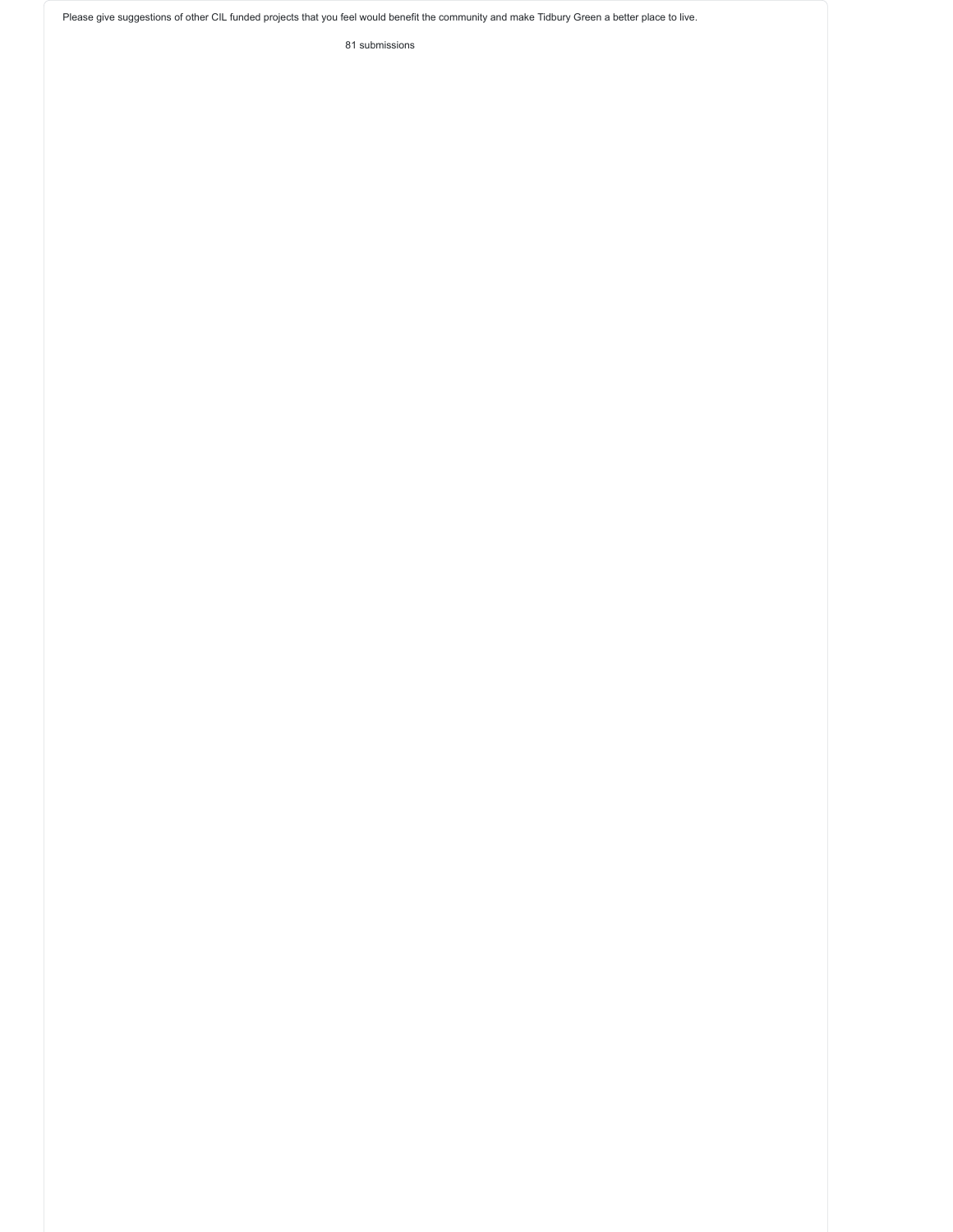Please give suggestions of other CIL funded projects that you feel would benefit the community and make Tidbury Green a better place to live.

81 submissions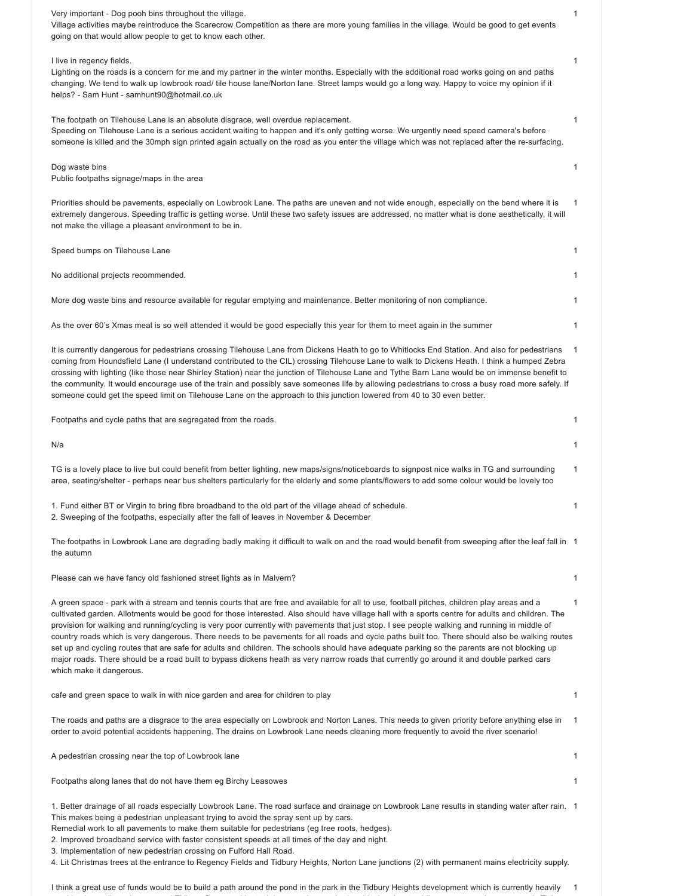| | |
|---|---|
| Very important - Dog pooh bins throughout the village.<br>Village activities maybe reintroduce the Scarecrow Competition as there are more young families in the village. Would be good to get events going on that would allow people to get to know each other. | 1 |
| I live in regency fields.<br>Lighting on the roads is a concern for me and my partner in the winter months. Especially with the additional road works going on and paths changing. We tend to walk up lowbrook road/ tile house lane/Norton lane. Street lamps would go a long way. Happy to voice my opinion if it helps? - Sam Hunt - samhunt90@hotmail.co.uk | 1 |
| The footpath on Tilehouse Lane is an absolute disgrace, well overdue replacement.<br>Speeding on Tilehouse Lane is a serious accident waiting to happen and it's only getting worse. We urgently need speed camera's before someone is killed and the 30mph sign printed again actually on the road as you enter the village which was not replaced after the re-surfacing. | 1 |
| Dog waste bins<br>Public footpaths signage/maps in the area | 1 |
| Priorities should be pavements, especially on Lowbrook Lane. The paths are uneven and not wide enough, especially on the bend where it is extremely dangerous. Speeding traffic is getting worse. Until these two safety issues are addressed, no matter what is done aesthetically, it will not make the village a pleasant environment to be in. | 1 |
| Speed bumps on Tilehouse Lane | 1 |
| No additional projects recommended. | 1 |
| More dog waste bins and resource available for regular emptying and maintenance. Better monitoring of non compliance. | 1 |
| As the over 60's Xmas meal is so well attended it would be good especially this year for them to meet again in the summer | 1 |
| It is currently dangerous for pedestrians crossing Tilehouse Lane from Dickens Heath to go to Whitlocks End Station. And also for pedestrians coming from Houndsfield Lane (I understand contributed to the CIL) crossing Tilehouse Lane to walk to Dickens Heath. I think a humped Zebra crossing with lighting (like those near Shirley Station) near the junction of Tilehouse Lane and Tythe Barn Lane would be on immense benefit to the community. It would encourage use of the train and possibly save someones life by allowing pedestrians to cross a busy road more safely. If someone could get the speed limit on Tilehouse Lane on the approach to this junction lowered from 40 to 30 even better. | 1 |
| Footpaths and cycle paths that are segregated from the roads. | 1 |
| N/a | 1 |
| TG is a lovely place to live but could benefit from better lighting, new maps/signs/noticeboards to signpost nice walks in TG and surrounding area, seating/shelter - perhaps near bus shelters particularly for the elderly and some plants/flowers to add some colour would be lovely too | 1 |
| 1. Fund either BT or Virgin to bring fibre broadband to the old part of the village ahead of schedule.<br>2. Sweeping of the footpaths, especially after the fall of leaves in November & December | 1 |
| The footpaths in Lowbrook Lane are degrading badly making it difficult to walk on and the road would benefit from sweeping after the leaf fall in the autumn | 1 |
| Please can we have fancy old fashioned street lights as in Malvern? | 1 |
| A green space - park with a stream and tennis courts that are free and available for all to use, football pitches, children play areas and a cultivated garden. Allotments would be good for those interested. Also should have village hall with a sports centre for adults and children. The provision for walking and running/cycling is very poor currently with pavements that just stop. I see people walking and running in middle of country roads which is very dangerous. There needs to be pavements for all roads and cycle paths built too. There should also be walking routes set up and cycling routes that are safe for adults and children. The schools should have adequate parking so the parents are not blocking up major roads. There should be a road built to bypass dickens heath as very narrow roads that currently go around it and double parked cars which make it dangerous. | 1 |
| cafe and green space to walk in with nice garden and area for children to play | 1 |
| The roads and paths are a disgrace to the area especially on Lowbrook and Norton Lanes. This needs to given priority before anything else in order to avoid potential accidents happening. The drains on Lowbrook Lane needs cleaning more frequently to avoid the river scenario! | 1 |
| A pedestrian crossing near the top of Lowbrook lane | 1 |
| Footpaths along lanes that do not have them eg Birchy Leasowes | 1 |
| 1. Better drainage of all roads especially Lowbrook Lane. The road surface and drainage on Lowbrook Lane results in standing water after rain. This makes being a pedestrian unpleasant trying to avoid the spray sent up by cars.<br>Remedial work to all pavements to make them suitable for pedestrians (eg tree roots, hedges).<br>2. Improved broadband service with faster consistent speeds at all times of the day and night.<br>3. Implementation of new pedestrian crossing on Fulford Hall Road.<br>4. Lit Christmas trees at the entrance to Regency Fields and Tidbury Heights, Norton Lane junctions (2) with permanent mains electricity supply. | 1 |
| I think a great use of funds would be to build a path around the pond in the park in the Tidbury Heights development which is currently heavily | 1 |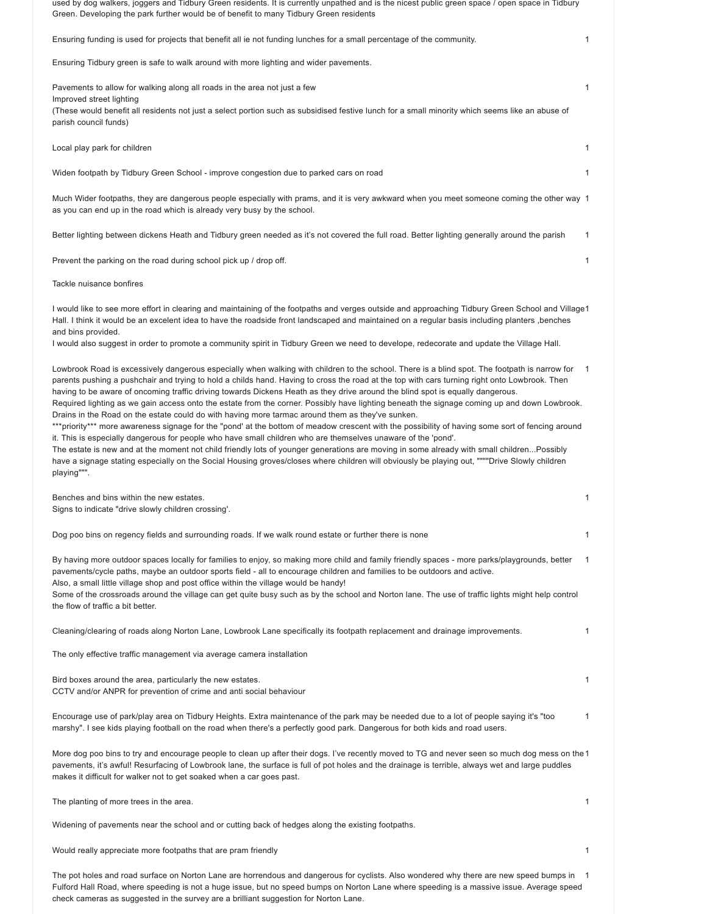used by dog walkers, joggers and Tidbury Green residents. It is currently unpathed and is the nicest public green space / open space in Tidbury Green. Developing the park further would be of benefit to many Tidbury Green residents

| | |
|---|---|
| Ensuring funding is used for projects that benefit all ie not funding lunches for a small percentage of the community. | 1 |
| Ensuring Tidbury green is safe to walk around with more lighting and wider pavements. | |
| Pavements to allow for walking along all roads in the area not just a few<br>Improved street lighting<br>(These would benefit all residents not just a select portion such as subsidised festive lunch for a small minority which seems like an abuse of parish council funds) | 1 |
| Local play park for children | 1 |
| Widen footpath by Tidbury Green School - improve congestion due to parked cars on road | 1 |
| Much Wider footpaths, they are dangerous people especially with prams, and it is very awkward when you meet someone coming the other way as you can end up in the road which is already very busy by the school. | 1 |
| Better lighting between dickens Heath and Tidbury green needed as it's not covered the full road. Better lighting generally around the parish | 1 |
| Prevent the parking on the road during school pick up / drop off. | 1 |
| Tackle nuisance bonfires | |
| I would like to see more effort in clearing and maintaining of the footpaths and verges outside and approaching Tidbury Green School and Village Hall. I think it would be an excelent idea to have the roadside front landscaped and maintained on a regular basis including planters ,benches and bins provided.<br>I would also suggest in order to promote a community spirit in Tidbury Green we need to develope, redecorate and update the Village Hall. | 1 |
| Lowbrook Road is excessively dangerous especially when walking with children to the school. There is a blind spot. The footpath is narrow for parents pushing a pushchair and trying to hold a childs hand. Having to cross the road at the top with cars turning right onto Lowbrook. Then having to be aware of oncoming traffic driving towards Dickens Heath as they drive around the blind spot is equally dangerous.<br>Required lighting as we gain access onto the estate from the corner. Possibly have lighting beneath the signage coming up and down Lowbrook.<br>Drains in the Road on the estate could do with having more tarmac around them as they've sunken.<br>\*\*\*priority\*\*\* more awareness signage for the "pond' at the bottom of meadow crescent with the possibility of having some sort of fencing around it. This is especially dangerous for people who have small children who are themselves unaware of the 'pond'.<br>The estate is new and at the moment not child friendly lots of younger generations are moving in some already with small children...Possibly have a signage stating especially on the Social Housing groves/closes where children will obviously be playing out, """"Drive Slowly children playing""". | 1 |
| Benches and bins within the new estates.<br>Signs to indicate "drive slowly children crossing'. | 1 |
| Dog poo bins on regency fields and surrounding roads. If we walk round estate or further there is none | 1 |
| By having more outdoor spaces locally for families to enjoy, so making more child and family friendly spaces - more parks/playgrounds, better pavements/cycle paths, maybe an outdoor sports field - all to encourage children and families to be outdoors and active.<br>Also, a small little village shop and post office within the village would be handy!<br>Some of the crossroads around the village can get quite busy such as by the school and Norton lane. The use of traffic lights might help control the flow of traffic a bit better. | 1 |
| Cleaning/clearing of roads along Norton Lane, Lowbrook Lane specifically its footpath replacement and drainage improvements. | 1 |
| The only effective traffic management via average camera installation | |
| Bird boxes around the area, particularly the new estates.<br>CCTV and/or ANPR for prevention of crime and anti social behaviour | 1 |
| Encourage use of park/play area on Tidbury Heights. Extra maintenance of the park may be needed due to a lot of people saying it's "too marshy". I see kids playing football on the road when there's a perfectly good park. Dangerous for both kids and road users. | 1 |
| More dog poo bins to try and encourage people to clean up after their dogs. I've recently moved to TG and never seen so much dog mess on the pavements, it's awful! Resurfacing of Lowbrook lane, the surface is full of pot holes and the drainage is terrible, always wet and large puddles makes it difficult for walker not to get soaked when a car goes past. | 1 |
| The planting of more trees in the area. | 1 |
| Widening of pavements near the school and or cutting back of hedges along the existing footpaths. | |
| Would really appreciate more footpaths that are pram friendly | 1 |
| The pot holes and road surface on Norton Lane are horrendous and dangerous for cyclists. Also wondered why there are new speed bumps in Fulford Hall Road, where speeding is not a huge issue, but no speed bumps on Norton Lane where speeding is a massive issue. Average speed check cameras as suggested in the survey are a brilliant suggestion for Norton Lane. | 1 |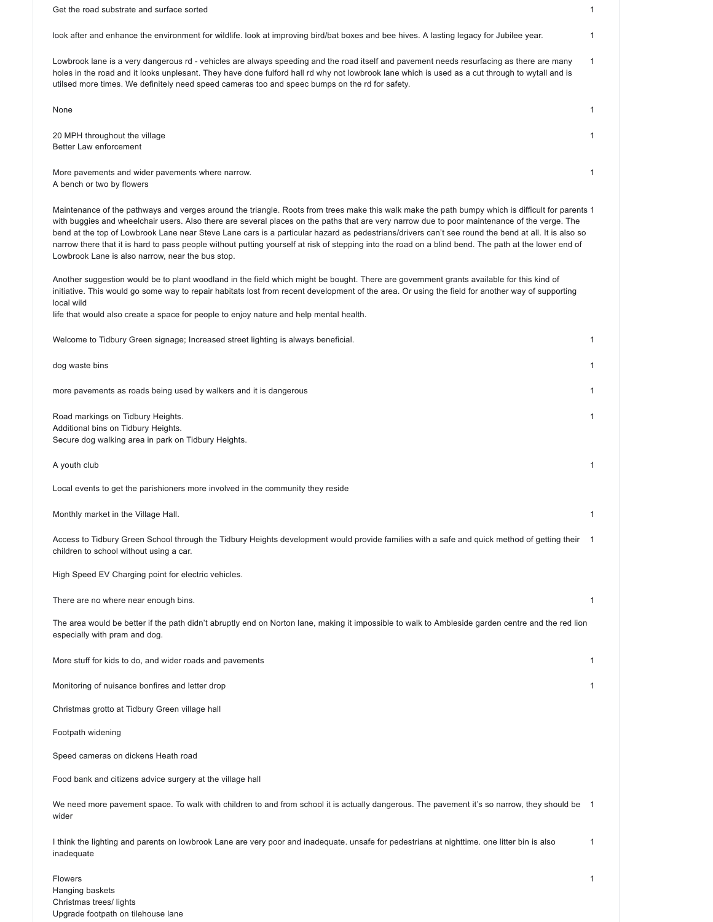| | |
|---|---|
| Get the road substrate and surface sorted | 1 |
| look after and enhance the environment for wildlife. look at improving bird/bat boxes and bee hives. A lasting legacy for Jubilee year. | 1 |
| Lowbrook lane is a very dangerous rd - vehicles are always speeding and the road itself and pavement needs resurfacing as there are many holes in the road and it looks unplesant. They have done fulford hall rd why not lowbrook lane which is used as a cut through to wytall and is utilsed more times. We definitely need speed cameras too and speec bumps on the rd for safety. | 1 |
| None | 1 |
| 20 MPH throughout the village<br>Better Law enforcement | 1 |
| More pavements and wider pavements where narrow.<br>A bench or two by flowers | 1 |
| Maintenance of the pathways and verges around the triangle. Roots from trees make this walk make the path bumpy which is difficult for parents with buggies and wheelchair users. Also there are several places on the paths that are very narrow due to poor maintenance of the verge. The bend at the top of Lowbrook Lane near Steve Lane cars is a particular hazard as pedestrians/drivers can't see round the bend at all. It is also so narrow there that it is hard to pass people without putting yourself at risk of stepping into the road on a blind bend. The path at the lower end of Lowbrook Lane is also narrow, near the bus stop.<br><br>Another suggestion would be to plant woodland in the field which might be bought. There are government grants available for this kind of initiative. This would go some way to repair habitats lost from recent development of the area. Or using the field for another way of supporting local wild<br>life that would also create a space for people to enjoy nature and help mental health. | 1 |
| Welcome to Tidbury Green signage; Increased street lighting is always beneficial. | 1 |
| dog waste bins | 1 |
| more pavements as roads being used by walkers and it is dangerous | 1 |
| Road markings on Tidbury Heights.<br>Additional bins on Tidbury Heights.<br>Secure dog walking area in park on Tidbury Heights. | 1 |
| A youth club<br><br>Local events to get the parishioners more involved in the community they reside | 1 |
| Monthly market in the Village Hall. | 1 |
| Access to Tidbury Green School through the Tidbury Heights development would provide families with a safe and quick method of getting their children to school without using a car.<br><br>High Speed EV Charging point for electric vehicles. | 1 |
| There are no where near enough bins.<br><br>The area would be better if the path didn't abruptly end on Norton lane, making it impossible to walk to Ambleside garden centre and the red lion especially with pram and dog. | 1 |
| More stuff for kids to do, and wider roads and pavements | 1 |
| Monitoring of nuisance bonfires and letter drop<br><br>Christmas grotto at Tidbury Green village hall<br><br>Footpath widening<br><br>Speed cameras on dickens Heath road<br><br>Food bank and citizens advice surgery at the village hall | 1 |
| We need more pavement space. To walk with children to and from school it is actually dangerous. The pavement it's so narrow, they should be wider | 1 |
| I think the lighting and parents on lowbrook Lane are very poor and inadequate. unsafe for pedestrians at nighttime. one litter bin is also inadequate | 1 |
| Flowers<br>Hanging baskets<br>Christmas trees/ lights<br>Upgrade footpath on tilehouse lane | 1 |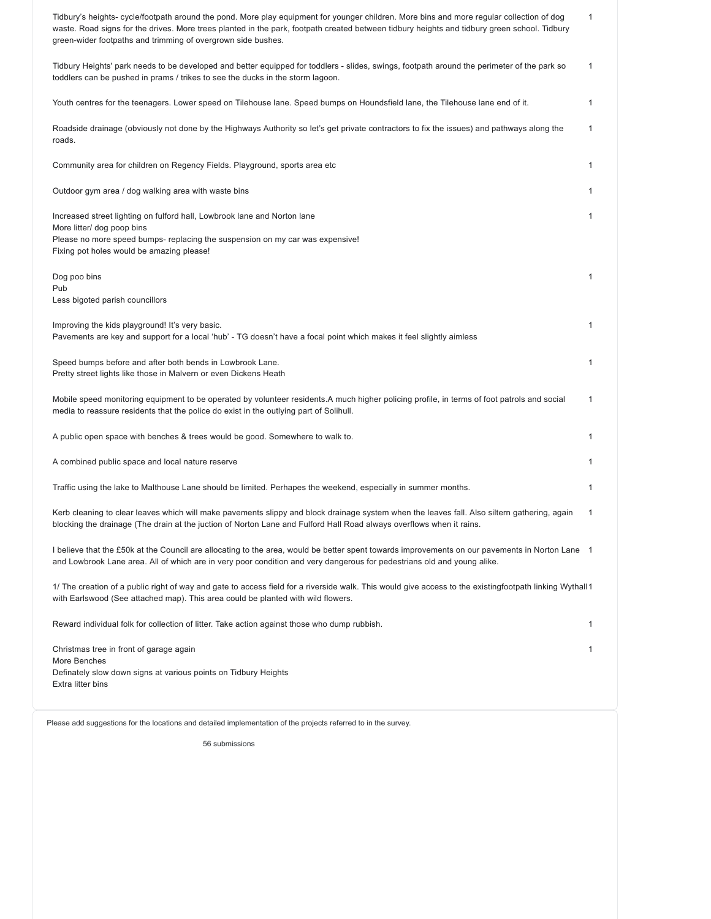| | |
|---|---|
| Tidbury's heights- cycle/footpath around the pond. More play equipment for younger children. More bins and more regular collection of dog waste. Road signs for the drives. More trees planted in the park, footpath created between tidbury heights and tidbury green school. Tidbury green-wider footpaths and trimming of overgrown side bushes. | 1 |
| Tidbury Heights' park needs to be developed and better equipped for toddlers - slides, swings, footpath around the perimeter of the park so toddlers can be pushed in prams / trikes to see the ducks in the storm lagoon. | 1 |
| Youth centres for the teenagers. Lower speed on Tilehouse lane. Speed bumps on Houndsfield lane, the Tilehouse lane end of it. | 1 |
| Roadside drainage (obviously not done by the Highways Authority so let's get private contractors to fix the issues) and pathways along the roads. | 1 |
| Community area for children on Regency Fields. Playground, sports area etc | 1 |
| Outdoor gym area / dog walking area with waste bins | 1 |
| Increased street lighting on fulford hall, Lowbrook lane and Norton lane<br>More litter/ dog poop bins<br>Please no more speed bumps- replacing the suspension on my car was expensive!<br>Fixing pot holes would be amazing please! | 1 |
| Dog poo bins<br>Pub<br>Less bigoted parish councillors | 1 |
| Improving the kids playground! It's very basic.<br>Pavements are key and support for a local 'hub' - TG doesn't have a focal point which makes it feel slightly aimless | 1 |
| Speed bumps before and after both bends in Lowbrook Lane.<br>Pretty street lights like those in Malvern or even Dickens Heath | 1 |
| Mobile speed monitoring equipment to be operated by volunteer residents.A much higher policing profile, in terms of foot patrols and social media to reassure residents that the police do exist in the outlying part of Solihull. | 1 |
| A public open space with benches & trees would be good. Somewhere to walk to. | 1 |
| A combined public space and local nature reserve | 1 |
| Traffic using the lake to Malthouse Lane should be limited. Perhapes the weekend, especially in summer months. | 1 |
| Kerb cleaning to clear leaves which will make pavements slippy and block drainage system when the leaves fall. Also siltern gathering, again blocking the drainage (The drain at the juction of Norton Lane and Fulford Hall Road always overflows when it rains. | 1 |
| I believe that the £50k at the Council are allocating to the area, would be better spent towards improvements on our pavements in Norton Lane and Lowbrook Lane area. All of which are in very poor condition and very dangerous for pedestrians old and young alike. | 1 |
| 1/ The creation of a public right of way and gate to access field for a riverside walk. This would give access to the existingfootpath linking Wythall with Earlswood (See attached map). This area could be planted with wild flowers. | 1 |
| Reward individual folk for collection of litter. Take action against those who dump rubbish. | 1 |
| Christmas tree in front of garage again<br>More Benches<br>Definately slow down signs at various points on Tidbury Heights<br>Extra litter bins | 1 |

Please add suggestions for the locations and detailed implementation of the projects referred to in the survey.

56 submissions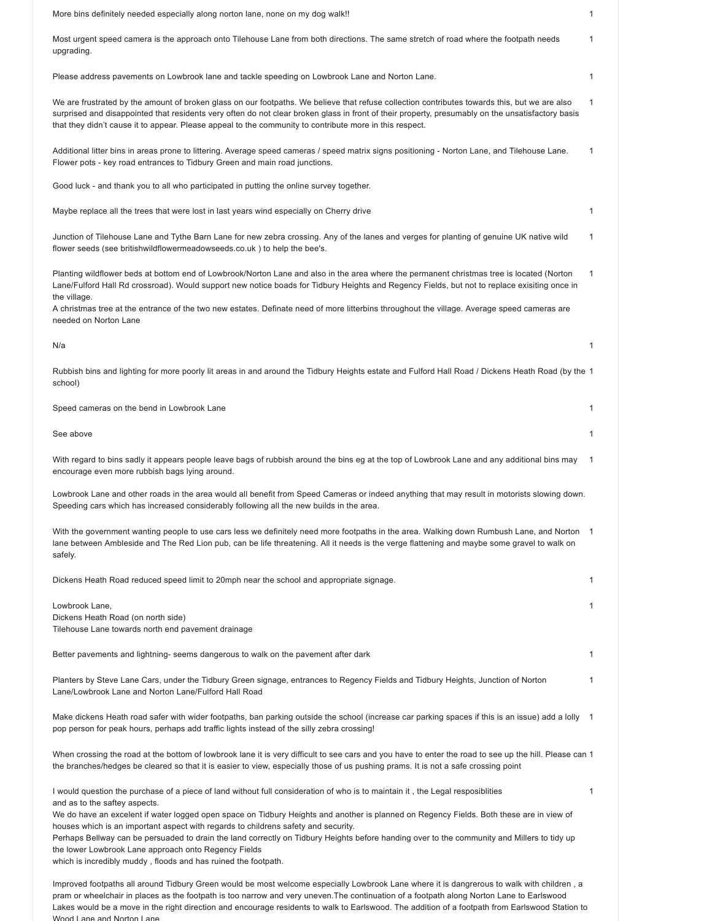| | |
|---|---|
| More bins definitely needed especially along norton lane, none on my dog walk!! | 1 |
| Most urgent speed camera is the approach onto Tilehouse Lane from both directions. The same stretch of road where the footpath needs upgrading. | 1 |
| Please address pavements on Lowbrook lane and tackle speeding on Lowbrook Lane and Norton Lane. | 1 |
| We are frustrated by the amount of broken glass on our footpaths. We believe that refuse collection contributes towards this, but we are also surprised and disappointed that residents very often do not clear broken glass in front of their property, presumably on the unsatisfactory basis that they didn't cause it to appear. Please appeal to the community to contribute more in this respect. | 1 |
| Additional litter bins in areas prone to littering. Average speed cameras / speed matrix signs positioning - Norton Lane, and Tilehouse Lane. Flower pots - key road entrances to Tidbury Green and main road junctions.<br><br>Good luck - and thank you to all who participated in putting the online survey together. | 1 |
| Maybe replace all the trees that were lost in last years wind especially on Cherry drive | 1 |
| Junction of Tilehouse Lane and Tythe Barn Lane for new zebra crossing. Any of the lanes and verges for planting of genuine UK native wild flower seeds (see britishwildflowermeadowseeds.co.uk ) to help the bee's. | 1 |
| Planting wildflower beds at bottom end of Lowbrook/Norton Lane and also in the area where the permanent christmas tree is located (Norton Lane/Fulford Hall Rd crossroad). Would support new notice boads for Tidbury Heights and Regency Fields, but not to replace exisiting once in the village.<br>A christmas tree at the entrance of the two new estates. Definate need of more litterbins throughout the village. Average speed cameras are needed on Norton Lane | 1 |
| N/a | 1 |
| Rubbish bins and lighting for more poorly lit areas in and around the Tidbury Heights estate and Fulford Hall Road / Dickens Heath Road (by the school) | 1 |
| Speed cameras on the bend in Lowbrook Lane | 1 |
| See above | 1 |
| With regard to bins sadly it appears people leave bags of rubbish around the bins eg at the top of Lowbrook Lane and any additional bins may encourage even more rubbish bags lying around.<br><br>Lowbrook Lane and other roads in the area would all benefit from Speed Cameras or indeed anything that may result in motorists slowing down. Speeding cars which has increased considerably following all the new builds in the area. | 1 |
| With the government wanting people to use cars less we definitely need more footpaths in the area. Walking down Rumbush Lane, and Norton lane between Ambleside and The Red Lion pub, can be life threatening. All it needs is the verge flattening and maybe some gravel to walk on safely. | 1 |
| Dickens Heath Road reduced speed limit to 20mph near the school and appropriate signage. | 1 |
| Lowbrook Lane,<br>Dickens Heath Road (on north side)<br>Tilehouse Lane towards north end pavement drainage | 1 |
| Better pavements and lightning- seems dangerous to walk on the pavement after dark | 1 |
| Planters by Steve Lane Cars, under the Tidbury Green signage, entrances to Regency Fields and Tidbury Heights, Junction of Norton Lane/Lowbrook Lane and Norton Lane/Fulford Hall Road | 1 |
| Make dickens Heath road safer with wider footpaths, ban parking outside the school (increase car parking spaces if this is an issue) add a lolly pop person for peak hours, perhaps add traffic lights instead of the silly zebra crossing! | 1 |
| When crossing the road at the bottom of lowbrook lane it is very difficult to see cars and you have to enter the road to see up the hill. Please can the branches/hedges be cleared so that it is easier to view, especially those of us pushing prams. It is not a safe crossing point | 1 |
| I would question the purchase of a piece of land without full consideration of who is to maintain it , the Legal resposiblities and as to the saftey aspects.<br>We do have an excelent if water logged open space on Tidbury Heights and another is planned on Regency Fields. Both these are in view of houses which is an important aspect with regards to childrens safety and security.<br>Perhaps Bellway can be persuaded to drain the land correctly on Tidbury Heights before handing over to the community and Millers to tidy up the lower Lowbrook Lane approach onto Regency Fields<br>which is incredibly muddy , floods and has ruined the footpath.<br><br>Improved footpaths all around Tidbury Green would be most welcome especially Lowbrook Lane where it is dangrerous to walk with children , a pram or wheelchair in places as the footpath is too narrow and very uneven.The continuation of a footpath along Norton Lane to Earlswood Lakes would be a move in the right direction and encourage residents to walk to Earlswood. The addition of a footpath from Earlswood Station to Wood Lane and Norton Lane | 1 |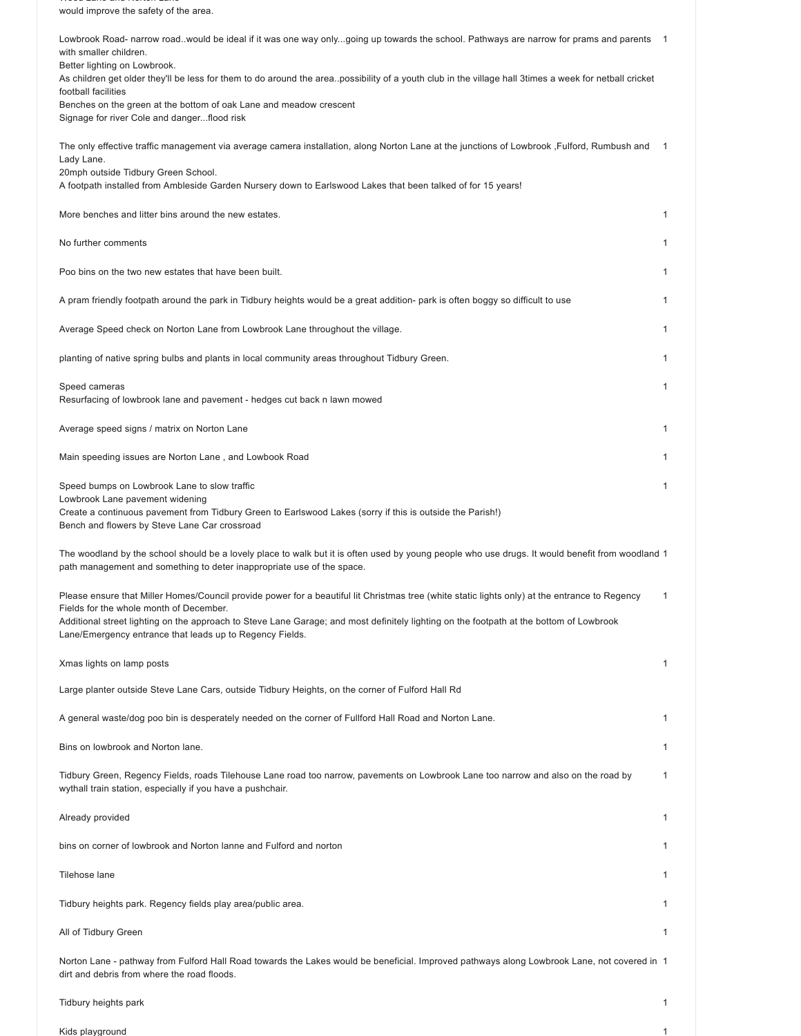would improve the safety of the area.

| | |
|---|---|
| Lowbrook Road- narrow road..would be ideal if it was one way only...going up towards the school. Pathways are narrow for prams and parents with smaller children.<br>Better lighting on Lowbrook.<br>As children get older they'll be less for them to do around the area..possibility of a youth club in the village hall 3times a week for netball cricket football facilities<br>Benches on the green at the bottom of oak Lane and meadow crescent<br>Signage for river Cole and danger...flood risk | 1 |
| The only effective traffic management via average camera installation, along Norton Lane at the junctions of Lowbrook ,Fulford, Rumbush and Lady Lane.<br>20mph outside Tidbury Green School.<br>A footpath installed from Ambleside Garden Nursery down to Earlswood Lakes that been talked of for 15 years! | 1 |
| More benches and litter bins around the new estates. | 1 |
| No further comments | 1 |
| Poo bins on the two new estates that have been built. | 1 |
| A pram friendly footpath around the park in Tidbury heights would be a great addition- park is often boggy so difficult to use | 1 |
| Average Speed check on Norton Lane from Lowbrook Lane throughout the village. | 1 |
| planting of native spring bulbs and plants in local community areas throughout Tidbury Green. | 1 |
| Speed cameras<br>Resurfacing of lowbrook lane and pavement - hedges cut back n lawn mowed | 1 |
| Average speed signs / matrix on Norton Lane | 1 |
| Main speeding issues are Norton Lane , and Lowbook Road | 1 |
| Speed bumps on Lowbrook Lane to slow traffic<br>Lowbrook Lane pavement widening<br>Create a continuous pavement from Tidbury Green to Earlswood Lakes (sorry if this is outside the Parish!)<br>Bench and flowers by Steve Lane Car crossroad | 1 |
| The woodland by the school should be a lovely place to walk but it is often used by young people who use drugs. It would benefit from woodland path management and something to deter inappropriate use of the space. | 1 |
| Please ensure that Miller Homes/Council provide power for a beautiful lit Christmas tree (white static lights only) at the entrance to Regency Fields for the whole month of December.<br>Additional street lighting on the approach to Steve Lane Garage; and most definitely lighting on the footpath at the bottom of Lowbrook Lane/Emergency entrance that leads up to Regency Fields. | 1 |
| Xmas lights on lamp posts<br><br>Large planter outside Steve Lane Cars, outside Tidbury Heights, on the corner of Fulford Hall Rd | 1 |
| A general waste/dog poo bin is desperately needed on the corner of Fullford Hall Road and Norton Lane. | 1 |
| Bins on lowbrook and Norton lane. | 1 |
| Tidbury Green, Regency Fields, roads Tilehouse Lane road too narrow, pavements on Lowbrook Lane too narrow and also on the road by wythall train station, especially if you have a pushchair. | 1 |
| Already provided | 1 |
| bins on corner of lowbrook and Norton lanne and Fulford and norton | 1 |
| Tilehose lane | 1 |
| Tidbury heights park. Regency fields play area/public area. | 1 |
| All of Tidbury Green | 1 |
| Norton Lane - pathway from Fulford Hall Road towards the Lakes would be beneficial. Improved pathways along Lowbrook Lane, not covered in dirt and debris from where the road floods. | 1 |
| Tidbury heights park | 1 |
| Kids playground | 1 |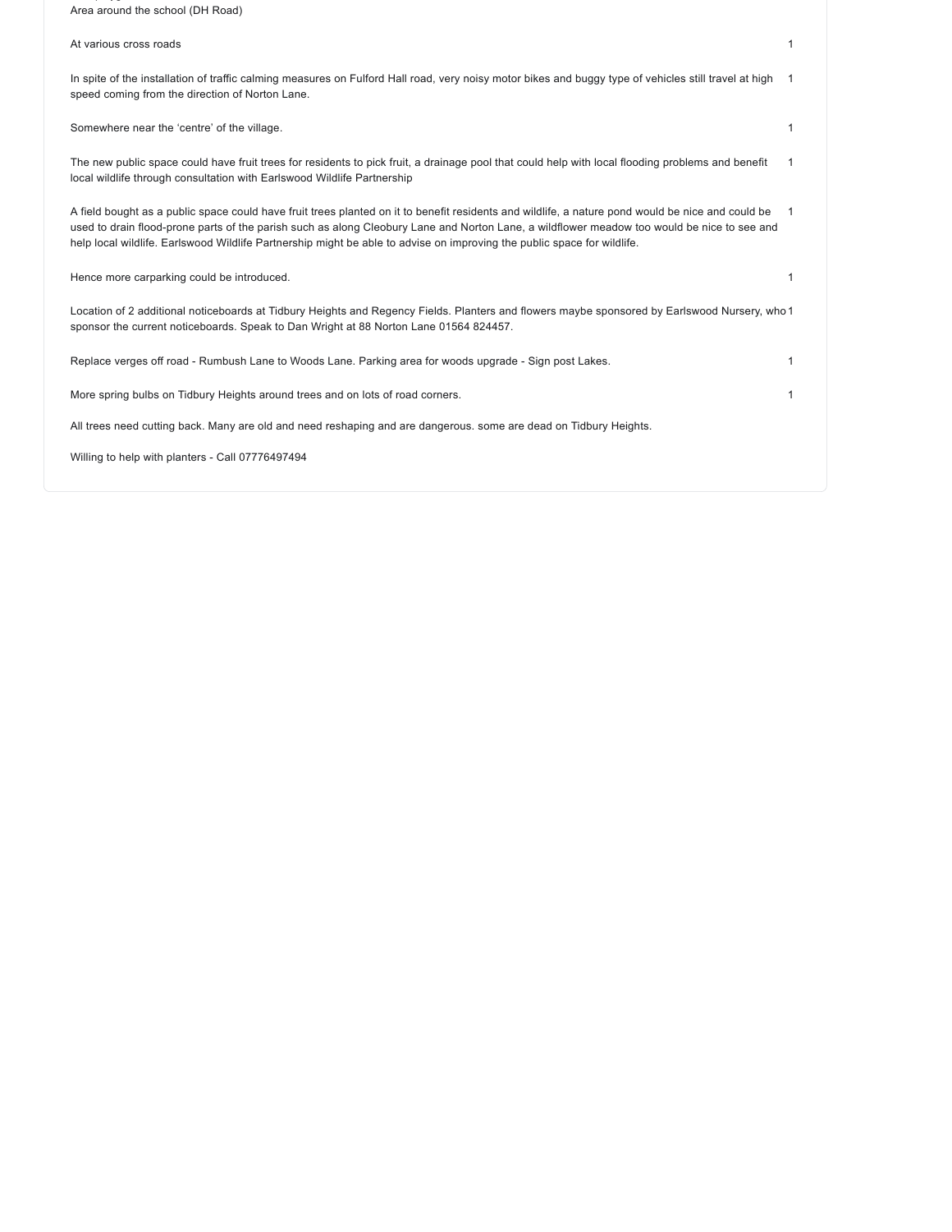| | |
|---|---|
| Area around the school (DH Road) | |
| At various cross roads | 1 |
| In spite of the installation of traffic calming measures on Fulford Hall road, very noisy motor bikes and buggy type of vehicles still travel at high speed coming from the direction of Norton Lane. | 1 |
| Somewhere near the 'centre' of the village. | 1 |
| The new public space could have fruit trees for residents to pick fruit, a drainage pool that could help with local flooding problems and benefit local wildlife through consultation with Earlswood Wildlife Partnership | 1 |
| A field bought as a public space could have fruit trees planted on it to benefit residents and wildlife, a nature pond would be nice and could be used to drain flood-prone parts of the parish such as along Cleobury Lane and Norton Lane, a wildflower meadow too would be nice to see and help local wildlife. Earlswood Wildlife Partnership might be able to advise on improving the public space for wildlife. | 1 |
| Hence more carparking could be introduced. | 1 |
| Location of 2 additional noticeboards at Tidbury Heights and Regency Fields. Planters and flowers maybe sponsored by Earlswood Nursery, who sponsor the current noticeboards. Speak to Dan Wright at 88 Norton Lane 01564 824457. | 1 |
| Replace verges off road - Rumbush Lane to Woods Lane. Parking area for woods upgrade - Sign post Lakes. | 1 |
| More spring bulbs on Tidbury Heights around trees and on lots of road corners. | 1 |
| All trees need cutting back. Many are old and need reshaping and are dangerous. some are dead on Tidbury Heights. | |
| Willing to help with planters - Call 07776497494 | |